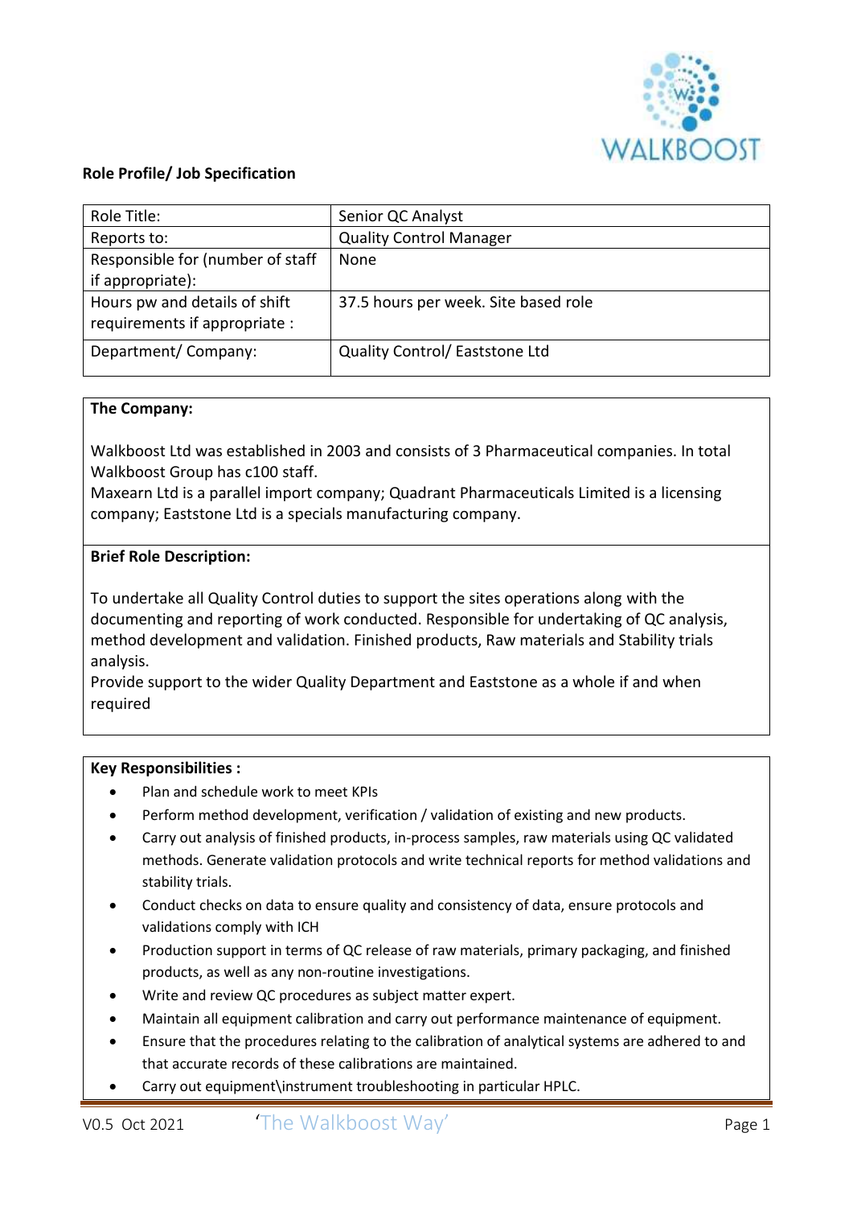**Role Profile/ Job Specification**

| Role Title: | Senior QC Analyst |
|---|---|
| Reports to: | Quality Control Manager |
| Responsible for (number of staff if appropriate): | None |
| Hours pw and details of shift requirements if appropriate : | 37.5 hours per week. Site based role |
| Department/ Company: | Quality Control/ Eaststone Ltd |

**The Company:**

Walkboost Ltd was established in 2003 and consists of 3 Pharmaceutical companies. In total Walkboost Group has c100 staff.
Maxearn Ltd is a parallel import company; Quadrant Pharmaceuticals Limited is a licensing company; Eaststone Ltd is a specials manufacturing company.

**Brief Role Description:**

To undertake all Quality Control duties to support the sites operations along with the documenting and reporting of work conducted. Responsible for undertaking of QC analysis, method development and validation. Finished products, Raw materials and Stability trials analysis.
Provide support to the wider Quality Department and Eaststone as a whole if and when required

**Key Responsibilities :**

- Plan and schedule work to meet KPIs
- Perform method development, verification / validation of existing and new products.
- Carry out analysis of finished products, in-process samples, raw materials using QC validated methods. Generate validation protocols and write technical reports for method validations and stability trials.
- Conduct checks on data to ensure quality and consistency of data, ensure protocols and validations comply with ICH
- Production support in terms of QC release of raw materials, primary packaging, and finished products, as well as any non-routine investigations.
- Write and review QC procedures as subject matter expert.
- Maintain all equipment calibration and carry out performance maintenance of equipment.
- Ensure that the procedures relating to the calibration of analytical systems are adhered to and that accurate records of these calibrations are maintained.
- Carry out equipment\instrument troubleshooting in particular HPLC.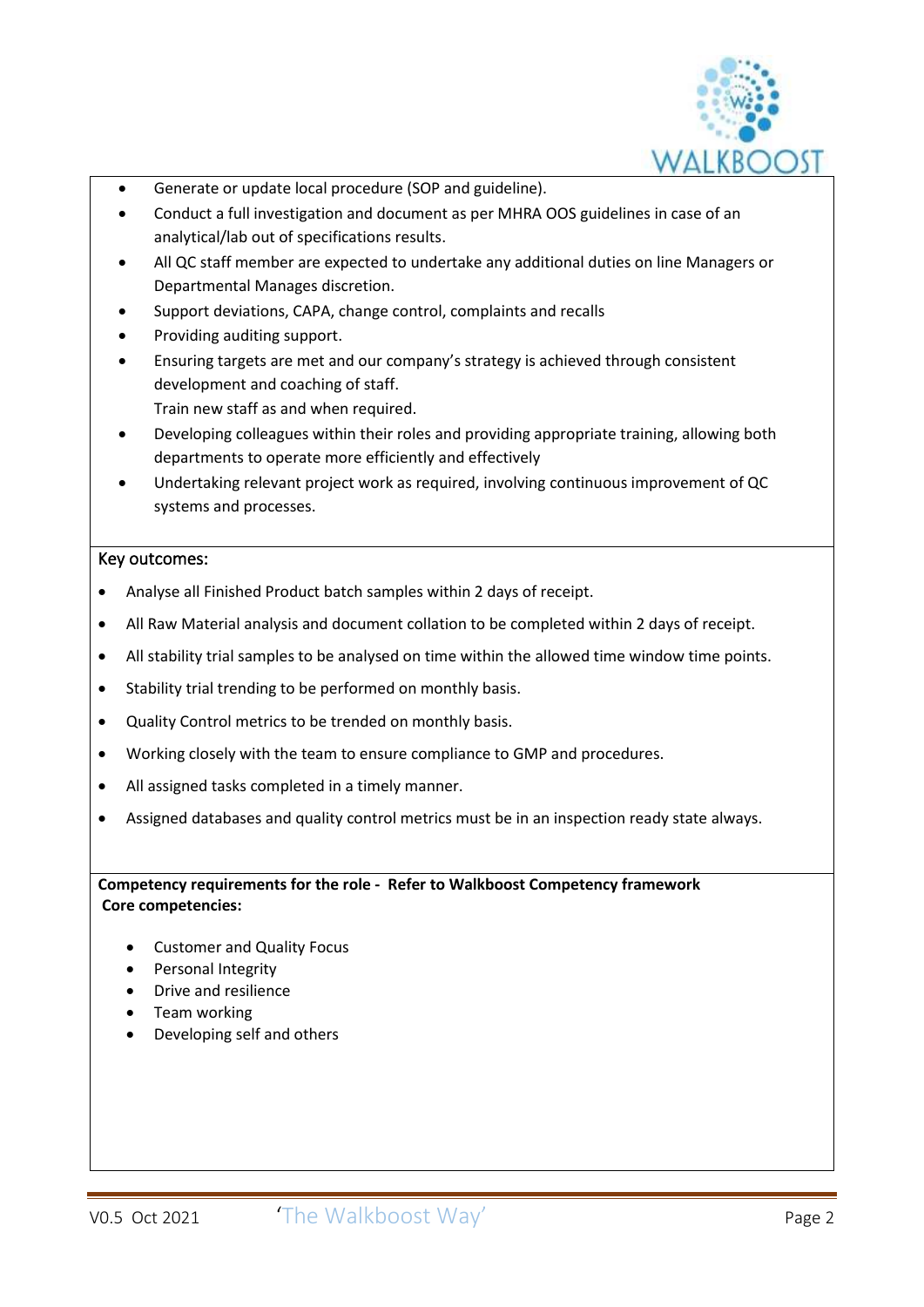- Generate or update local procedure (SOP and guideline).
- Conduct a full investigation and document as per MHRA OOS guidelines in case of an analytical/lab out of specifications results.
- All QC staff member are expected to undertake any additional duties on line Managers or Departmental Manages discretion.
- Support deviations, CAPA, change control, complaints and recalls
- Providing auditing support.
- Ensuring targets are met and our company's strategy is achieved through consistent development and coaching of staff.
  Train new staff as and when required.
- Developing colleagues within their roles and providing appropriate training, allowing both departments to operate more efficiently and effectively
- Undertaking relevant project work as required, involving continuous improvement of QC systems and processes.

Key outcomes:

- Analyse all Finished Product batch samples within 2 days of receipt.
- All Raw Material analysis and document collation to be completed within 2 days of receipt.
- All stability trial samples to be analysed on time within the allowed time window time points.
- Stability trial trending to be performed on monthly basis.
- Quality Control metrics to be trended on monthly basis.
- Working closely with the team to ensure compliance to GMP and procedures.
- All assigned tasks completed in a timely manner.
- Assigned databases and quality control metrics must be in an inspection ready state always.

**Competency requirements for the role - Refer to Walkboost Competency framework**
**Core competencies:**

- Customer and Quality Focus
- Personal Integrity
- Drive and resilience
- Team working
- Developing self and others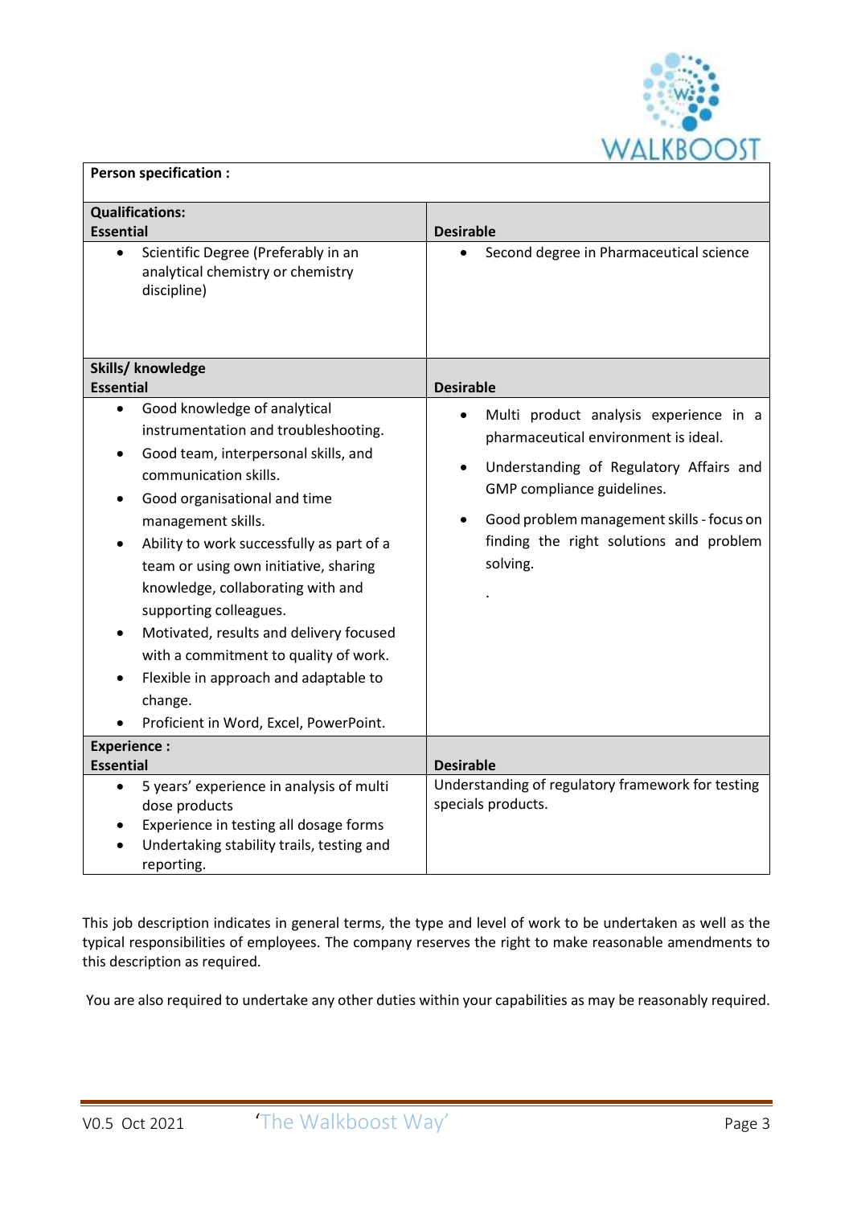| Person specification : | |
|---|---|
| **Qualifications:**<br>**Essential** | **Desirable** |
| • Scientific Degree (Preferably in an analytical chemistry or chemistry discipline) | • Second degree in Pharmaceutical science |
| **Skills/ knowledge**<br>**Essential** | **Desirable** |
| • Good knowledge of analytical instrumentation and troubleshooting.<br>• Good team, interpersonal skills, and communication skills.<br>• Good organisational and time management skills.<br>• Ability to work successfully as part of a team or using own initiative, sharing knowledge, collaborating with and supporting colleagues.<br>• Motivated, results and delivery focused with a commitment to quality of work.<br>• Flexible in approach and adaptable to change.<br>• Proficient in Word, Excel, PowerPoint. | • Multi product analysis experience in a pharmaceutical environment is ideal.<br>• Understanding of Regulatory Affairs and GMP compliance guidelines.<br>• Good problem management skills - focus on finding the right solutions and problem solving.<br>. |
| **Experience :**<br>**Essential** | **Desirable** |
| • 5 years' experience in analysis of multi dose products<br>• Experience in testing all dosage forms<br>• Undertaking stability trails, testing and reporting. | Understanding of regulatory framework for testing specials products. |

This job description indicates in general terms, the type and level of work to be undertaken as well as the typical responsibilities of employees. The company reserves the right to make reasonable amendments to this description as required.

You are also required to undertake any other duties within your capabilities as may be reasonably required.